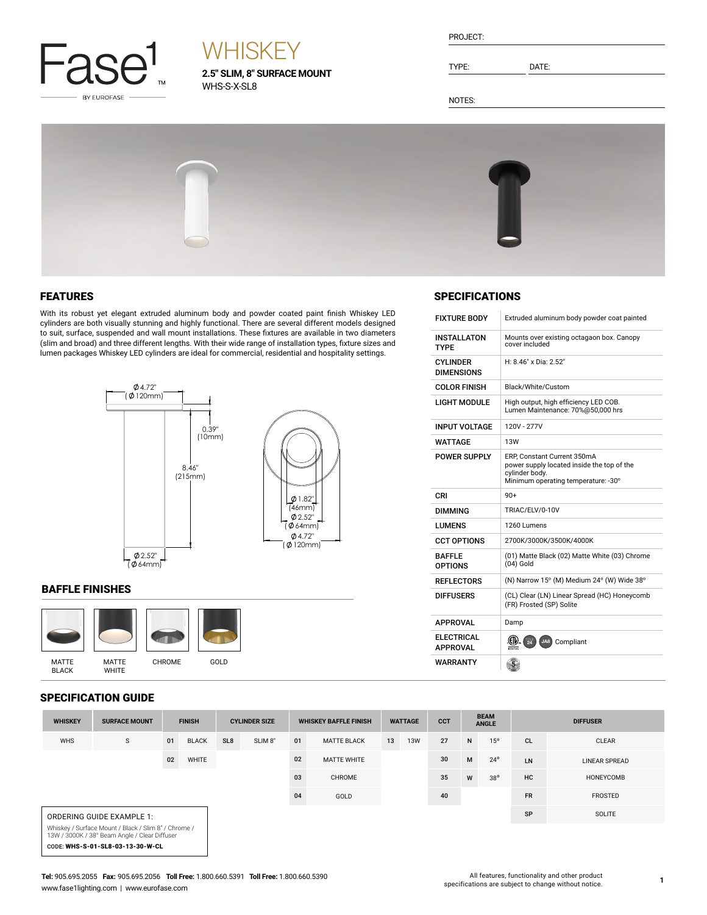Fase1™ BY EUROFASE

# WHISKEY

**2.5" SLIM, 8" SURFACE MOUNT**
WHS-S-X-SL8

PROJECT:

TYPE: DATE:

NOTES:

## FEATURES

With its robust yet elegant extruded aluminum body and powder coated paint finish Whiskey LED cylinders are both visually stunning and highly functional. There are several different models designed to suit, surface, suspended and wall mount installations. These fixtures are available in two diameters (slim and broad) and three different lengths. With their wide range of installation types, fixture sizes and lumen packages Whiskey LED cylinders are ideal for commercial, residential and hospitality settings.

Ø 4.72" (Ø 120mm)
0.39" (10mm)
8.46" (215mm)
Ø 2.52" (Ø 64mm)

Ø 1.82" (46mm)
Ø 2.52" (Ø 64mm)
Ø 4.72" (Ø 120mm)

## BAFFLE FINISHES

MATTE BLACK | MATTE WHITE | CHROME | GOLD

## SPECIFICATIONS

| | |
|---|---|
| FIXTURE BODY | Extruded aluminum body powder coat painted |
| INSTALLATON TYPE | Mounts over existing octagaon box. Canopy cover included |
| CYLINDER DIMENSIONS | H: 8.46" x Dia: 2.52" |
| COLOR FINISH | Black/White/Custom |
| LIGHT MODULE | High output, high efficiency LED COB. Lumen Maintenance: 70%@50,000 hrs |
| INPUT VOLTAGE | 120V - 277V |
| WATTAGE | 13W |
| POWER SUPPLY | ERP, Constant Current 350mA power supply located inside the top of the cylinder body. Minimum operating temperature: -30° |
| CRI | 90+ |
| DIMMING | TRIAC/ELV/0-10V |
| LUMENS | 1260 Lumens |
| CCT OPTIONS | 2700K/3000K/3500K/4000K |
| BAFFLE OPTIONS | (01) Matte Black (02) Matte White (03) Chrome (04) Gold |
| REFLECTORS | (N) Narrow 15° (M) Medium 24° (W) Wide 38° |
| DIFFUSERS | (CL) Clear (LN) Linear Spread (HC) Honeycomb (FR) Frosted (SP) Solite |
| APPROVAL | Damp |
| ELECTRICAL APPROVAL | ETL, Title 24, JA8 Compliant |
| WARRANTY | 5 |

## SPECIFICATION GUIDE

| WHISKEY | SURFACE MOUNT | FINISH | | CYLINDER SIZE | | WHISKEY BAFFLE FINISH | | WATTAGE | | CCT | BEAM ANGLE | | DIFFUSER | |
|---|---|---|---|---|---|---|---|---|---|---|---|---|---|---|
| WHS | S | 01 | BLACK | SL8 | SLIM 8" | 01 | MATTE BLACK | 13 | 13W | 27 | N | 15° | CL | CLEAR |
| | | 02 | WHITE | | | 02 | MATTE WHITE | | | 30 | M | 24° | LN | LINEAR SPREAD |
| | | | | | | 03 | CHROME | | | 35 | W | 38° | HC | HONEYCOMB |
| | | | | | | 04 | GOLD | | | 40 | | | FR | FROSTED |
| | | | | | | | | | | | | | SP | SOLITE |

ORDERING GUIDE EXAMPLE 1:

Whiskey / Surface Mount / Black / Slim 8" / Chrome / 13W / 3000K / 38° Beam Angle / Clear Diffuser

CODE: **WHS-S-01-SL8-03-13-30-W-CL**

**Tel:** 905.695.2055 **Fax:** 905.695.2056 **Toll Free:** 1.800.660.5391 **Toll Free:** 1.800.660.5390
www.fase1lighting.com | www.eurofase.com

All features, functionality and other product specifications are subject to change without notice.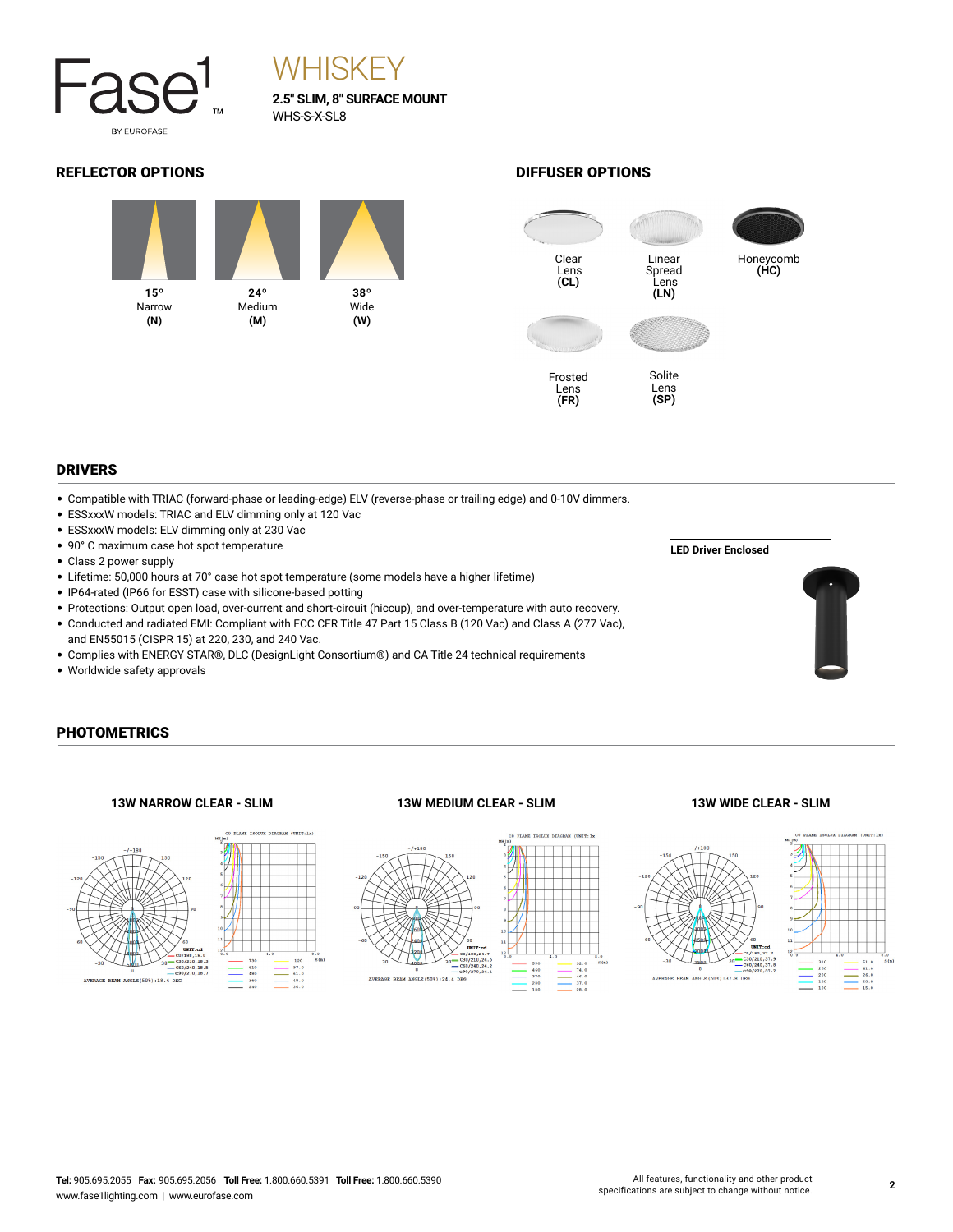# WHISKEY

**2.5" SLIM, 8" SURFACE MOUNT**
WHS-S-X-SL8

## REFLECTOR OPTIONS

**15º**
Narrow
**(N)**

**24º**
Medium
**(M)**

**38º**
Wide
**(W)**

## DIFFUSER OPTIONS

Clear Lens **(CL)**

Linear Spread Lens **(LN)**

Honeycomb **(HC)**

Frosted Lens **(FR)**

Solite Lens **(SP)**

## DRIVERS

- Compatible with TRIAC (forward-phase or leading-edge) ELV (reverse-phase or trailing edge) and 0-10V dimmers.
- ESSxxxW models: TRIAC and ELV dimming only at 120 Vac
- ESSxxxW models: ELV dimming only at 230 Vac
- 90° C maximum case hot spot temperature
- Class 2 power supply
- Lifetime: 50,000 hours at 70° case hot spot temperature (some models have a higher lifetime)
- IP64-rated (IP66 for ESST) case with silicone-based potting
- Protections: Output open load, over-current and short-circuit (hiccup), and over-temperature with auto recovery.
- Conducted and radiated EMI: Compliant with FCC CFR Title 47 Part 15 Class B (120 Vac) and Class A (277 Vac), and EN55015 (CISPR 15) at 220, 230, and 240 Vac.
- Complies with ENERGY STAR®, DLC (DesignLight Consortium®) and CA Title 24 technical requirements
- Worldwide safety approvals

**LED Driver Enclosed**

## PHOTOMETRICS

**13W NARROW CLEAR - SLIM**

AVERAGE BEAM ANGLE(50%):18.4 DEG

**13W MEDIUM CLEAR - SLIM**

AVERAGE BEAM ANGLE(50%):24.4 DEG

**13W WIDE CLEAR - SLIM**

AVERAGE BEAM ANGLE(50%):37.8 DEG

**Tel:** 905.695.2055 **Fax:** 905.695.2056 **Toll Free:** 1.800.660.5391 **Toll Free:** 1.800.660.5390
www.fase1lighting.com | www.eurofase.com

All features, functionality and other product specifications are subject to change without notice.